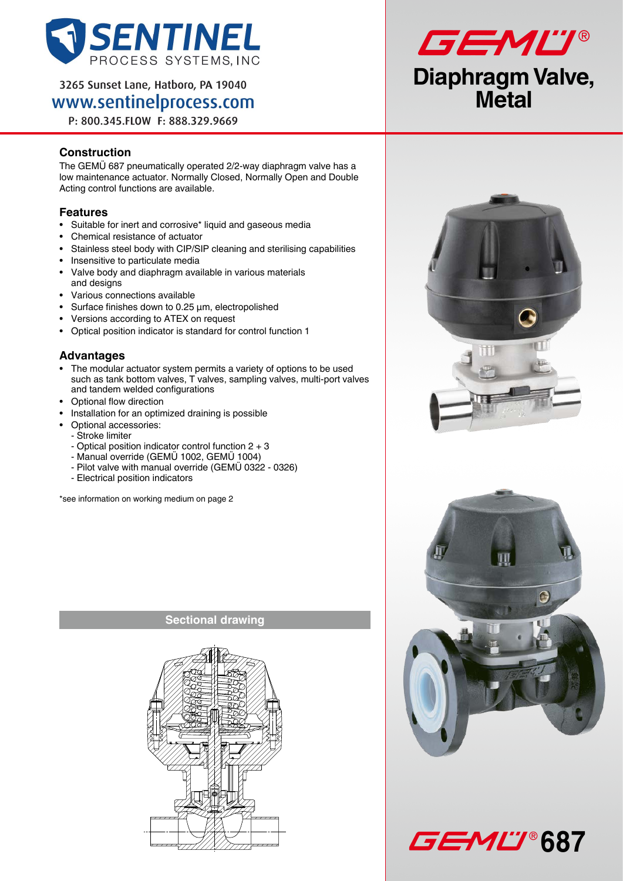SENTINEL PROCESS SYSTEMS, INC

3265 Sunset Lane, Hatboro, PA 19040
www.sentinelprocess.com
P: 800.345.FLOW F: 888.329.9669

GEMÜ®

# Diaphragm Valve, Metal

## Construction

The GEMÜ 687 pneumatically operated 2/2-way diaphragm valve has a low maintenance actuator. Normally Closed, Normally Open and Double Acting control functions are available.

## Features

- Suitable for inert and corrosive* liquid and gaseous media
- Chemical resistance of actuator
- Stainless steel body with CIP/SIP cleaning and sterilising capabilities
- Insensitive to particulate media
- Valve body and diaphragm available in various materials and designs
- Various connections available
- Surface finishes down to 0.25 µm, electropolished
- Versions according to ATEX on request
- Optical position indicator is standard for control function 1

## Advantages

- The modular actuator system permits a variety of options to be used such as tank bottom valves, T valves, sampling valves, multi-port valves and tandem welded configurations
- Optional flow direction
- Installation for an optimized draining is possible
- Optional accessories:
  - Stroke limiter
  - Optical position indicator control function 2 + 3
  - Manual override (GEMÜ 1002, GEMÜ 1004)
  - Pilot valve with manual override (GEMÜ 0322 - 0326)
  - Electrical position indicators

*see information on working medium on page 2

## Sectional drawing

GEMÜ® 687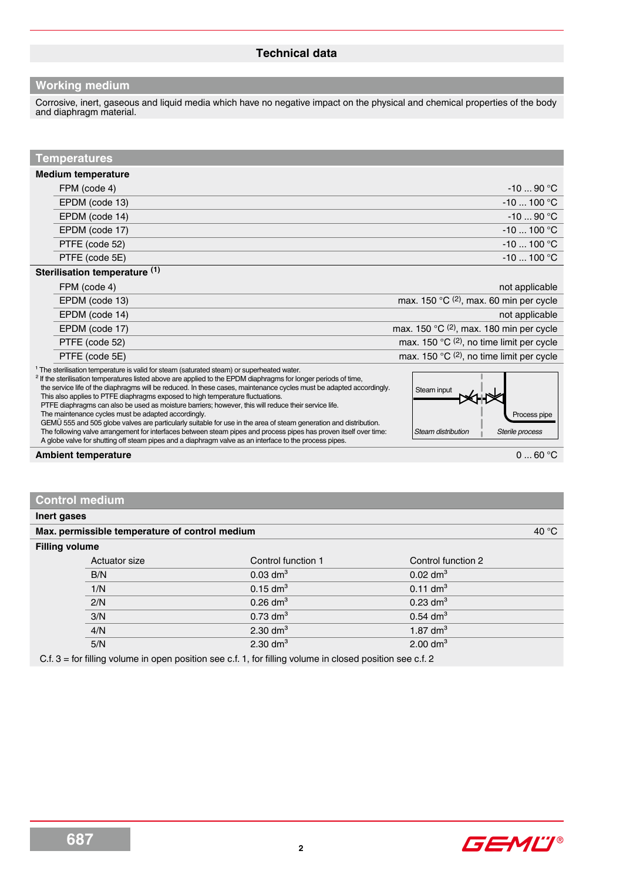# Technical data

## Working medium

Corrosive, inert, gaseous and liquid media which have no negative impact on the physical and chemical properties of the body and diaphragm material.

## Temperatures

**Medium temperature**

| | |
|---|---|
| FPM (code 4) | -10 ... 90 °C |
| EPDM (code 13) | -10 ... 100 °C |
| EPDM (code 14) | -10 ... 90 °C |
| EPDM (code 17) | -10 ... 100 °C |
| PTFE (code 52) | -10 ... 100 °C |
| PTFE (code 5E) | -10 ... 100 °C |

**Sterilisation temperature [1]**

| | |
|---|---|
| FPM (code 4) | not applicable |
| EPDM (code 13) | max. 150 °C [2], max. 60 min per cycle |
| EPDM (code 14) | not applicable |
| EPDM (code 17) | max. 150 °C [2], max. 180 min per cycle |
| PTFE (code 52) | max. 150 °C [2], no time limit per cycle |
| PTFE (code 5E) | max. 150 °C [2], no time limit per cycle |

[1] The sterilisation temperature is valid for steam (saturated steam) or superheated water.
[2] If the sterilisation temperatures listed above are applied to the EPDM diaphragms for longer periods of time, the service life of the diaphragms will be reduced. In these cases, maintenance cycles must be adapted accordingly. This also applies to PTFE diaphragms exposed to high temperature fluctuations. PTFE diaphragms can also be used as moisture barriers; however, this will reduce their service life. The maintenance cycles must be adapted accordingly. GEMÜ 555 and 505 globe valves are particularly suitable for use in the area of steam generation and distribution. The following valve arrangement for interfaces between steam pipes and process pipes has proven itself over time: A globe valve for shutting off steam pipes and a diaphragm valve as an interface to the process pipes.

Steam input | Process pipe | *Steam distribution* | *Sterile process*

**Ambient temperature** 0 ... 60 °C

## Control medium

**Inert gases**

**Max. permissible temperature of control medium** 40 °C

**Filling volume**

| Actuator size | Control function 1 | Control function 2 |
|---|---|---|
| B/N | 0.03 dm³ | 0.02 dm³ |
| 1/N | 0.15 dm³ | 0.11 dm³ |
| 2/N | 0.26 dm³ | 0.23 dm³ |
| 3/N | 0.73 dm³ | 0.54 dm³ |
| 4/N | 2.30 dm³ | 1.87 dm³ |
| 5/N | 2.30 dm³ | 2.00 dm³ |

C.f. 3 = for filling volume in open position see c.f. 1, for filling volume in closed position see c.f. 2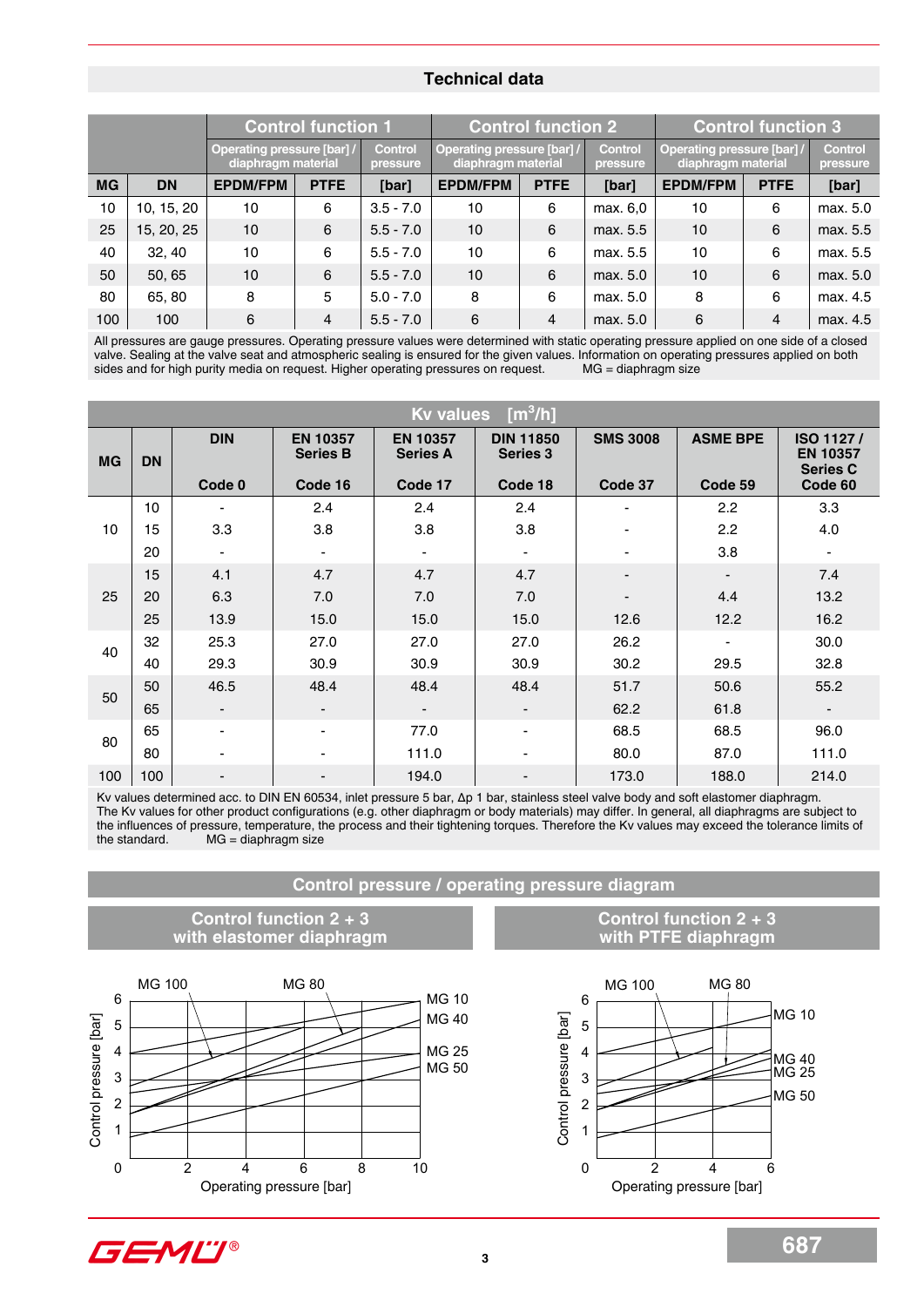## Technical data

| | | Control function 1 | | | Control function 2 | | | Control function 3 | | |
|---|---|---|---|---|---|---|---|---|---|---|
| | | Operating pressure [bar] / diaphragm material | | Control pressure | Operating pressure [bar] / diaphragm material | | Control pressure | Operating pressure [bar] / diaphragm material | | Control pressure |
| **MG** | **DN** | **EPDM/FPM** | **PTFE** | **[bar]** | **EPDM/FPM** | **PTFE** | **[bar]** | **EPDM/FPM** | **PTFE** | **[bar]** |
| 10 | 10, 15, 20 | 10 | 6 | 3.5 - 7.0 | 10 | 6 | max. 6,0 | 10 | 6 | max. 5.0 |
| 25 | 15, 20, 25 | 10 | 6 | 5.5 - 7.0 | 10 | 6 | max. 5.5 | 10 | 6 | max. 5.5 |
| 40 | 32, 40 | 10 | 6 | 5.5 - 7.0 | 10 | 6 | max. 5.5 | 10 | 6 | max. 5.5 |
| 50 | 50, 65 | 10 | 6 | 5.5 - 7.0 | 10 | 6 | max. 5.0 | 10 | 6 | max. 5.0 |
| 80 | 65, 80 | 8 | 5 | 5.0 - 7.0 | 8 | 6 | max. 5.0 | 8 | 6 | max. 4.5 |
| 100 | 100 | 6 | 4 | 5.5 - 7.0 | 6 | 4 | max. 5.0 | 6 | 4 | max. 4.5 |

All pressures are gauge pressures. Operating pressure values were determined with static operating pressure applied on one side of a closed valve. Sealing at the valve seat and atmospheric sealing is ensured for the given values. Information on operating pressures applied on both sides and for high purity media on request. Higher operating pressures on request. MG = diaphragm size

| Kv values [m³/h] | | | | | | | | |
|---|---|---|---|---|---|---|---|---|
| **MG** | **DN** | **DIN**<br>**Code 0** | **EN 10357 Series B**<br>**Code 16** | **EN 10357 Series A**<br>**Code 17** | **DIN 11850 Series 3**<br>**Code 18** | **SMS 3008**<br>**Code 37** | **ASME BPE**<br>**Code 59** | **ISO 1127 / EN 10357 Series C**<br>**Code 60** |
| 10 | 10 | - | 2.4 | 2.4 | 2.4 | - | 2.2 | 3.3 |
| | 15 | 3.3 | 3.8 | 3.8 | 3.8 | - | 2.2 | 4.0 |
| | 20 | - | - | - | - | - | 3.8 | - |
| 25 | 15 | 4.1 | 4.7 | 4.7 | 4.7 | - | - | 7.4 |
| | 20 | 6.3 | 7.0 | 7.0 | 7.0 | - | 4.4 | 13.2 |
| | 25 | 13.9 | 15.0 | 15.0 | 15.0 | 12.6 | 12.2 | 16.2 |
| 40 | 32 | 25.3 | 27.0 | 27.0 | 27.0 | 26.2 | - | 30.0 |
| | 40 | 29.3 | 30.9 | 30.9 | 30.9 | 30.2 | 29.5 | 32.8 |
| 50 | 50 | 46.5 | 48.4 | 48.4 | 48.4 | 51.7 | 50.6 | 55.2 |
| | 65 | - | - | - | - | 62.2 | 61.8 | - |
| 80 | 65 | - | - | 77.0 | - | 68.5 | 68.5 | 96.0 |
| | 80 | - | - | 111.0 | - | 80.0 | 87.0 | 111.0 |
| 100 | 100 | - | - | 194.0 | - | 173.0 | 188.0 | 214.0 |

Kv values determined acc. to DIN EN 60534, inlet pressure 5 bar, Δp 1 bar, stainless steel valve body and soft elastomer diaphragm. The Kv values for other product configurations (e.g. other diaphragm or body materials) may differ. In general, all diaphragms are subject to the influences of pressure, temperature, the process and their tightening torques. Therefore the Kv values may exceed the tolerance limits of the standard. MG = diaphragm size

## Control pressure / operating pressure diagram

### Control function 2 + 3 with elastomer diaphragm

MG 100, MG 80, MG 10, MG 40, MG 25, MG 50

Control pressure [bar]

Operating pressure [bar]

### Control function 2 + 3 with PTFE diaphragm

MG 100, MG 80, MG 10, MG 40, MG 25, MG 50

Control pressure [bar]

Operating pressure [bar]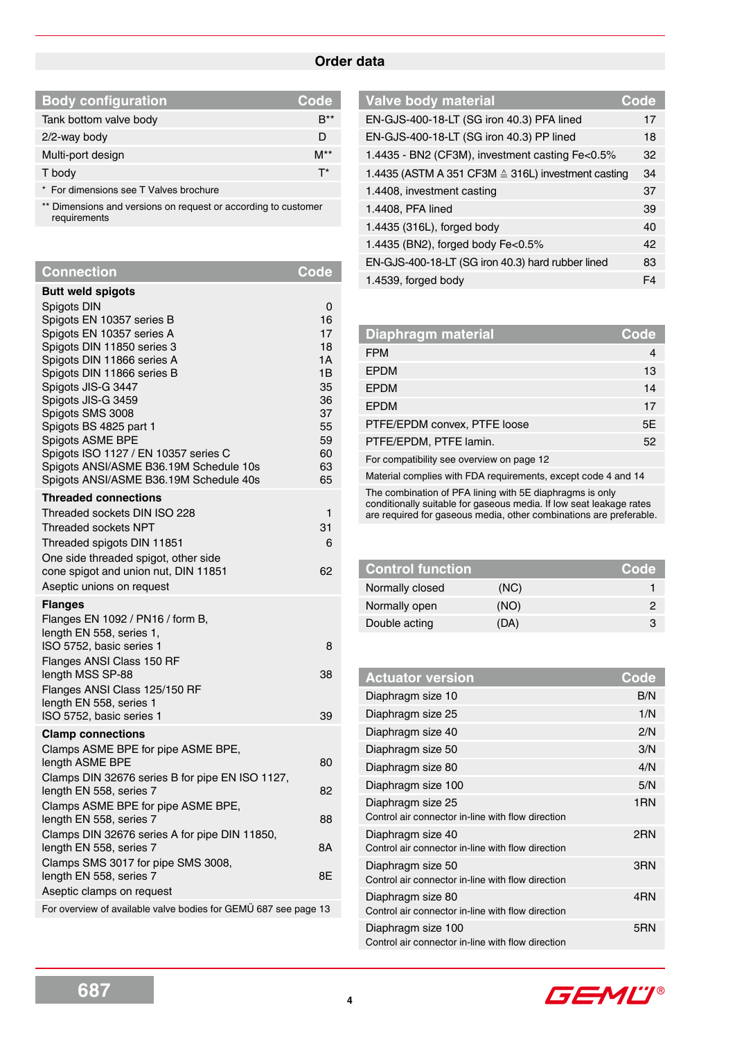## Order data

| Body configuration | Code |
|---|---|
| Tank bottom valve body | B** |
| 2/2-way body | D |
| Multi-port design | M** |
| T body | T* |
| * For dimensions see T Valves brochure | |
| ** Dimensions and versions on request or according to customer requirements | |

| Connection | Code |
|---|---|
| **Butt weld spigots** | |
| Spigots DIN | 0 |
| Spigots EN 10357 series B | 16 |
| Spigots EN 10357 series A | 17 |
| Spigots DIN 11850 series 3 | 18 |
| Spigots DIN 11866 series A | 1A |
| Spigots DIN 11866 series B | 1B |
| Spigots JIS-G 3447 | 35 |
| Spigots JIS-G 3459 | 36 |
| Spigots SMS 3008 | 37 |
| Spigots BS 4825 part 1 | 55 |
| Spigots ASME BPE | 59 |
| Spigots ISO 1127 / EN 10357 series C | 60 |
| Spigots ANSI/ASME B36.19M Schedule 10s | 63 |
| Spigots ANSI/ASME B36.19M Schedule 40s | 65 |
| **Threaded connections** | |
| Threaded sockets DIN ISO 228 | 1 |
| Threaded sockets NPT | 31 |
| Threaded spigots DIN 11851 | 6 |
| One side threaded spigot, other side cone spigot and union nut, DIN 11851 | 62 |
| Aseptic unions on request | |
| **Flanges** | |
| Flanges EN 1092 / PN16 / form B, length EN 558, series 1, ISO 5752, basic series 1 | 8 |
| Flanges ANSI Class 150 RF length MSS SP-88 | 38 |
| Flanges ANSI Class 125/150 RF length EN 558, series 1 ISO 5752, basic series 1 | 39 |
| **Clamp connections** | |
| Clamps ASME BPE for pipe ASME BPE, length ASME BPE | 80 |
| Clamps DIN 32676 series B for pipe EN ISO 1127, length EN 558, series 7 | 82 |
| Clamps ASME BPE for pipe ASME BPE, length EN 558, series 7 | 88 |
| Clamps DIN 32676 series A for pipe DIN 11850, length EN 558, series 7 | 8A |
| Clamps SMS 3017 for pipe SMS 3008, length EN 558, series 7 | 8E |
| Aseptic clamps on request | |
| For overview of available valve bodies for GEMÜ 687 see page 13 | |

| Valve body material | Code |
|---|---|
| EN-GJS-400-18-LT (SG iron 40.3) PFA lined | 17 |
| EN-GJS-400-18-LT (SG iron 40.3) PP lined | 18 |
| 1.4435 - BN2 (CF3M), investment casting Fe<0.5% | 32 |
| 1.4435 (ASTM A 351 CF3M ≙ 316L) investment casting | 34 |
| 1.4408, investment casting | 37 |
| 1.4408, PFA lined | 39 |
| 1.4435 (316L), forged body | 40 |
| 1.4435 (BN2), forged body Fe<0.5% | 42 |
| EN-GJS-400-18-LT (SG iron 40.3) hard rubber lined | 83 |
| 1.4539, forged body | F4 |

| Diaphragm material | Code |
|---|---|
| FPM | 4 |
| EPDM | 13 |
| EPDM | 14 |
| EPDM | 17 |
| PTFE/EPDM convex, PTFE loose | 5E |
| PTFE/EPDM, PTFE lamin. | 52 |
| For compatibility see overview on page 12 | |
| Material complies with FDA requirements, except code 4 and 14 | |
| The combination of PFA lining with 5E diaphragms is only conditionally suitable for gaseous media. If low seat leakage rates are required for gaseous media, other combinations are preferable. | |

| Control function | | Code |
|---|---|---|
| Normally closed | (NC) | 1 |
| Normally open | (NO) | 2 |
| Double acting | (DA) | 3 |

| Actuator version | Code |
|---|---|
| Diaphragm size 10 | B/N |
| Diaphragm size 25 | 1/N |
| Diaphragm size 40 | 2/N |
| Diaphragm size 50 | 3/N |
| Diaphragm size 80 | 4/N |
| Diaphragm size 100 | 5/N |
| Diaphragm size 25<br>Control air connector in-line with flow direction | 1RN |
| Diaphragm size 40<br>Control air connector in-line with flow direction | 2RN |
| Diaphragm size 50<br>Control air connector in-line with flow direction | 3RN |
| Diaphragm size 80<br>Control air connector in-line with flow direction | 4RN |
| Diaphragm size 100<br>Control air connector in-line with flow direction | 5RN |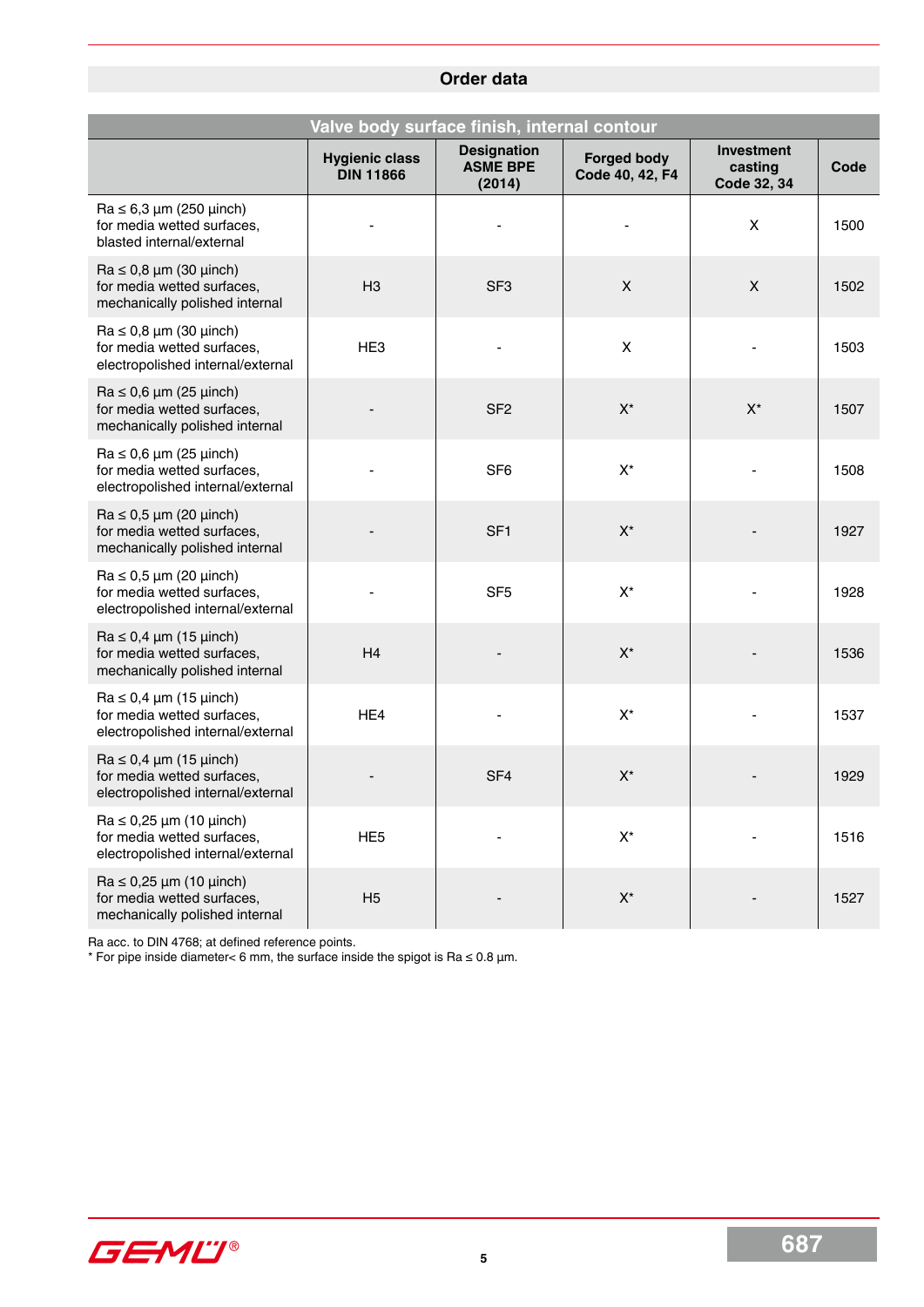## Order data

| Valve body surface finish, internal contour | | | | | |
|---|---|---|---|---|---|
| | **Hygienic class DIN 11866** | **Designation ASME BPE (2014)** | **Forged body Code 40, 42, F4** | **Investment casting Code 32, 34** | **Code** |
| Ra ≤ 6,3 µm (250 µinch) for media wetted surfaces, blasted internal/external | - | - | - | X | 1500 |
| Ra ≤ 0,8 µm (30 µinch) for media wetted surfaces, mechanically polished internal | H3 | SF3 | X | X | 1502 |
| Ra ≤ 0,8 µm (30 µinch) for media wetted surfaces, electropolished internal/external | HE3 | - | X | - | 1503 |
| Ra ≤ 0,6 µm (25 µinch) for media wetted surfaces, mechanically polished internal | - | SF2 | X* | X* | 1507 |
| Ra ≤ 0,6 µm (25 µinch) for media wetted surfaces, electropolished internal/external | - | SF6 | X* | - | 1508 |
| Ra ≤ 0,5 µm (20 µinch) for media wetted surfaces, mechanically polished internal | - | SF1 | X* | - | 1927 |
| Ra ≤ 0,5 µm (20 µinch) for media wetted surfaces, electropolished internal/external | - | SF5 | X* | - | 1928 |
| Ra ≤ 0,4 µm (15 µinch) for media wetted surfaces, mechanically polished internal | H4 | - | X* | - | 1536 |
| Ra ≤ 0,4 µm (15 µinch) for media wetted surfaces, electropolished internal/external | HE4 | - | X* | - | 1537 |
| Ra ≤ 0,4 µm (15 µinch) for media wetted surfaces, electropolished internal/external | - | SF4 | X* | - | 1929 |
| Ra ≤ 0,25 µm (10 µinch) for media wetted surfaces, electropolished internal/external | HE5 | - | X* | - | 1516 |
| Ra ≤ 0,25 µm (10 µinch) for media wetted surfaces, mechanically polished internal | H5 | - | X* | - | 1527 |

Ra acc. to DIN 4768; at defined reference points.
* For pipe inside diameter< 6 mm, the surface inside the spigot is Ra ≤ 0.8 µm.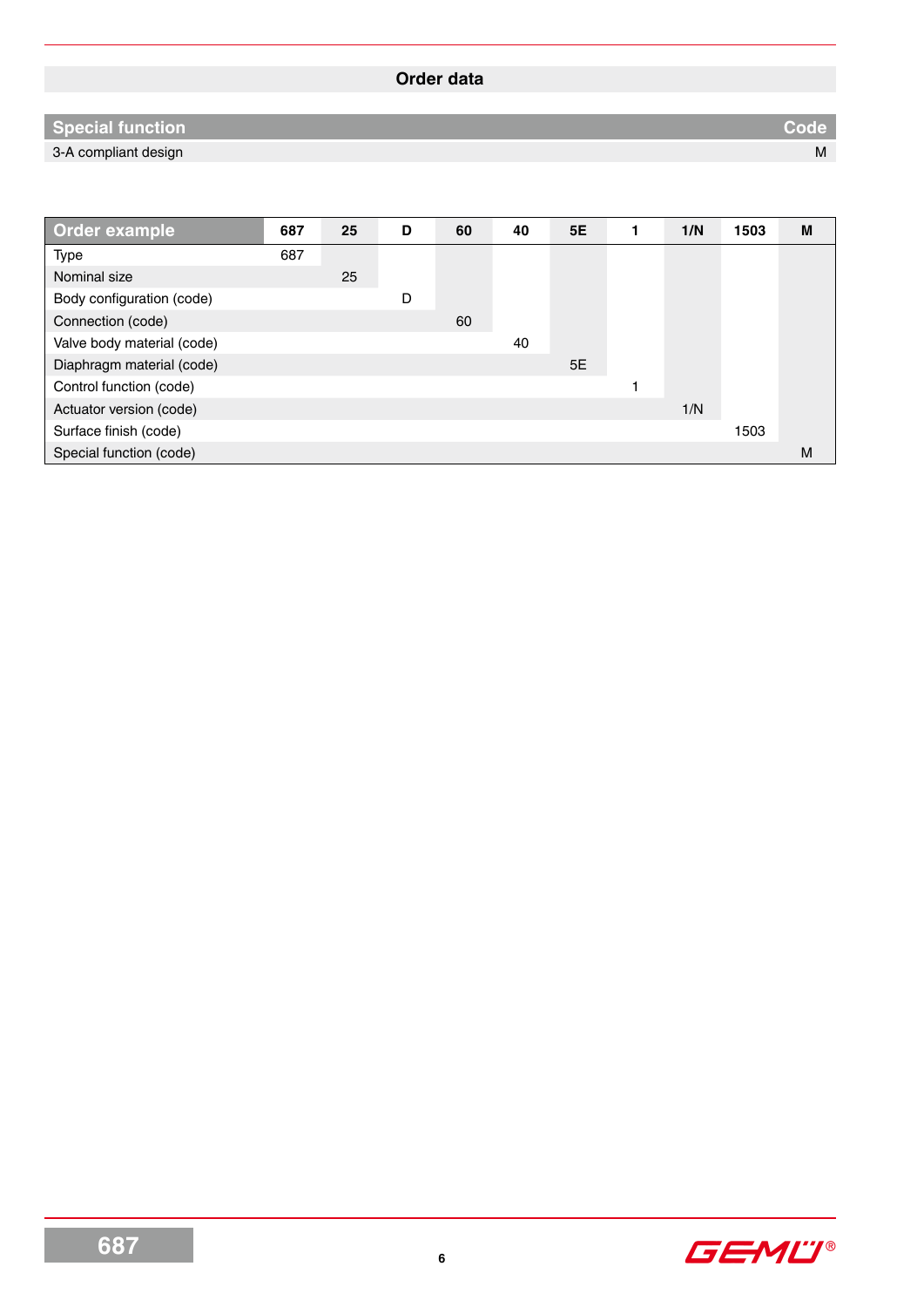## Order data

| Special function | Code |
|---|---|
| 3-A compliant design | M |

| Order example | 687 | 25 | D | 60 | 40 | 5E | 1 | 1/N | 1503 | M |
|---|---|---|---|---|---|---|---|---|---|---|
| Type | 687 | | | | | | | | | |
| Nominal size | | 25 | | | | | | | | |
| Body configuration (code) | | | D | | | | | | | |
| Connection (code) | | | | 60 | | | | | | |
| Valve body material (code) | | | | | 40 | | | | | |
| Diaphragm material (code) | | | | | | 5E | | | | |
| Control function (code) | | | | | | | 1 | | | |
| Actuator version (code) | | | | | | | | 1/N | | |
| Surface finish (code) | | | | | | | | | 1503 | |
| Special function (code) | | | | | | | | | | M |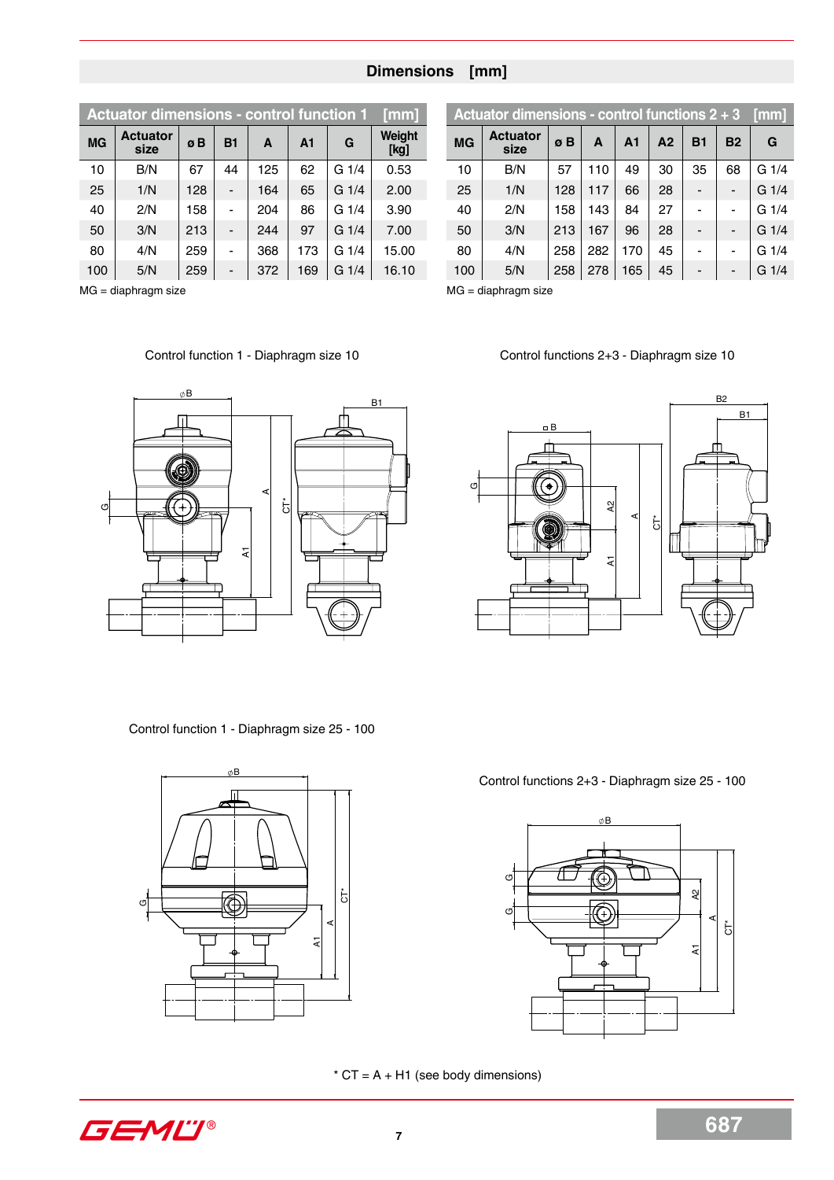## Dimensions [mm]

| Actuator dimensions - control function 1 [mm] | | | | | | | |
|---|---|---|---|---|---|---|---|
| MG | Actuator size | ø B | B1 | A | A1 | G | Weight [kg] |
| 10 | B/N | 67 | 44 | 125 | 62 | G 1/4 | 0.53 |
| 25 | 1/N | 128 | - | 164 | 65 | G 1/4 | 2.00 |
| 40 | 2/N | 158 | - | 204 | 86 | G 1/4 | 3.90 |
| 50 | 3/N | 213 | - | 244 | 97 | G 1/4 | 7.00 |
| 80 | 4/N | 259 | - | 368 | 173 | G 1/4 | 15.00 |
| 100 | 5/N | 259 | - | 372 | 169 | G 1/4 | 16.10 |

MG = diaphragm size

| Actuator dimensions - control functions 2 + 3 [mm] | | | | | | | | |
|---|---|---|---|---|---|---|---|---|
| MG | Actuator size | ø B | A | A1 | A2 | B1 | B2 | G |
| 10 | B/N | 57 | 110 | 49 | 30 | 35 | 68 | G 1/4 |
| 25 | 1/N | 128 | 117 | 66 | 28 | - | - | G 1/4 |
| 40 | 2/N | 158 | 143 | 84 | 27 | - | - | G 1/4 |
| 50 | 3/N | 213 | 167 | 96 | 28 | - | - | G 1/4 |
| 80 | 4/N | 258 | 282 | 170 | 45 | - | - | G 1/4 |
| 100 | 5/N | 258 | 278 | 165 | 45 | - | - | G 1/4 |

MG = diaphragm size

Control function 1 - Diaphragm size 10

Control functions 2+3 - Diaphragm size 10

Control function 1 - Diaphragm size 25 - 100

Control functions 2+3 - Diaphragm size 25 - 100

\* CT = A + H1 (see body dimensions)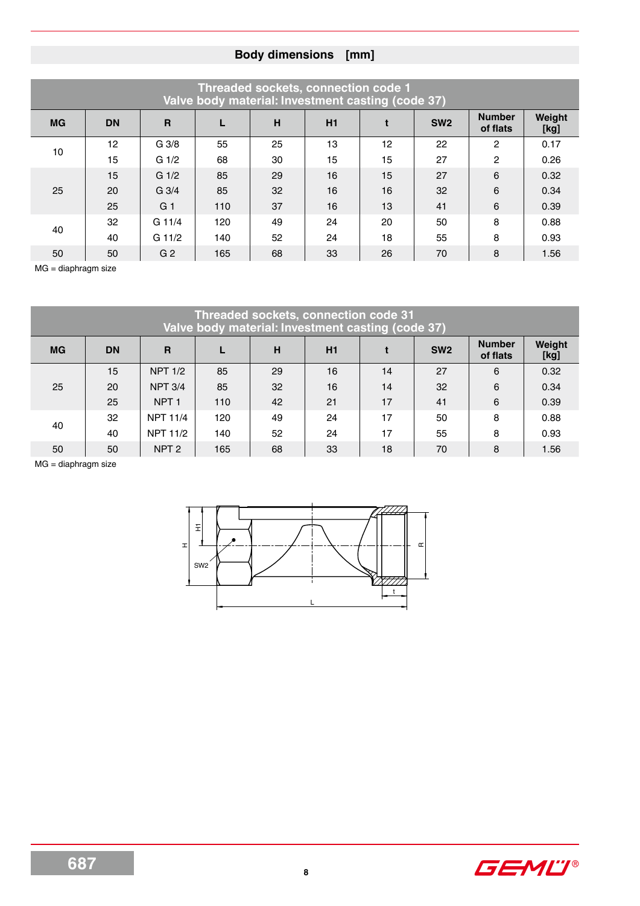## Body dimensions [mm]

| Threaded sockets, connection code 1<br>Valve body material: Investment casting (code 37) | | | | | | | | | |
|---|---|---|---|---|---|---|---|---|---|
| MG | DN | R | L | H | H1 | t | SW2 | Number of flats | Weight [kg] |
| 10 | 12 | G 3/8 | 55 | 25 | 13 | 12 | 22 | 2 | 0.17 |
| | 15 | G 1/2 | 68 | 30 | 15 | 15 | 27 | 2 | 0.26 |
| 25 | 15 | G 1/2 | 85 | 29 | 16 | 15 | 27 | 6 | 0.32 |
| | 20 | G 3/4 | 85 | 32 | 16 | 16 | 32 | 6 | 0.34 |
| | 25 | G 1 | 110 | 37 | 16 | 13 | 41 | 6 | 0.39 |
| 40 | 32 | G 11/4 | 120 | 49 | 24 | 20 | 50 | 8 | 0.88 |
| | 40 | G 11/2 | 140 | 52 | 24 | 18 | 55 | 8 | 0.93 |
| 50 | 50 | G 2 | 165 | 68 | 33 | 26 | 70 | 8 | 1.56 |

MG = diaphragm size

| Threaded sockets, connection code 31<br>Valve body material: Investment casting (code 37) | | | | | | | | | |
|---|---|---|---|---|---|---|---|---|---|
| MG | DN | R | L | H | H1 | t | SW2 | Number of flats | Weight [kg] |
| 25 | 15 | NPT 1/2 | 85 | 29 | 16 | 14 | 27 | 6 | 0.32 |
| | 20 | NPT 3/4 | 85 | 32 | 16 | 14 | 32 | 6 | 0.34 |
| | 25 | NPT 1 | 110 | 42 | 21 | 17 | 41 | 6 | 0.39 |
| 40 | 32 | NPT 11/4 | 120 | 49 | 24 | 17 | 50 | 8 | 0.88 |
| | 40 | NPT 11/2 | 140 | 52 | 24 | 17 | 55 | 8 | 0.93 |
| 50 | 50 | NPT 2 | 165 | 68 | 33 | 18 | 70 | 8 | 1.56 |

MG = diaphragm size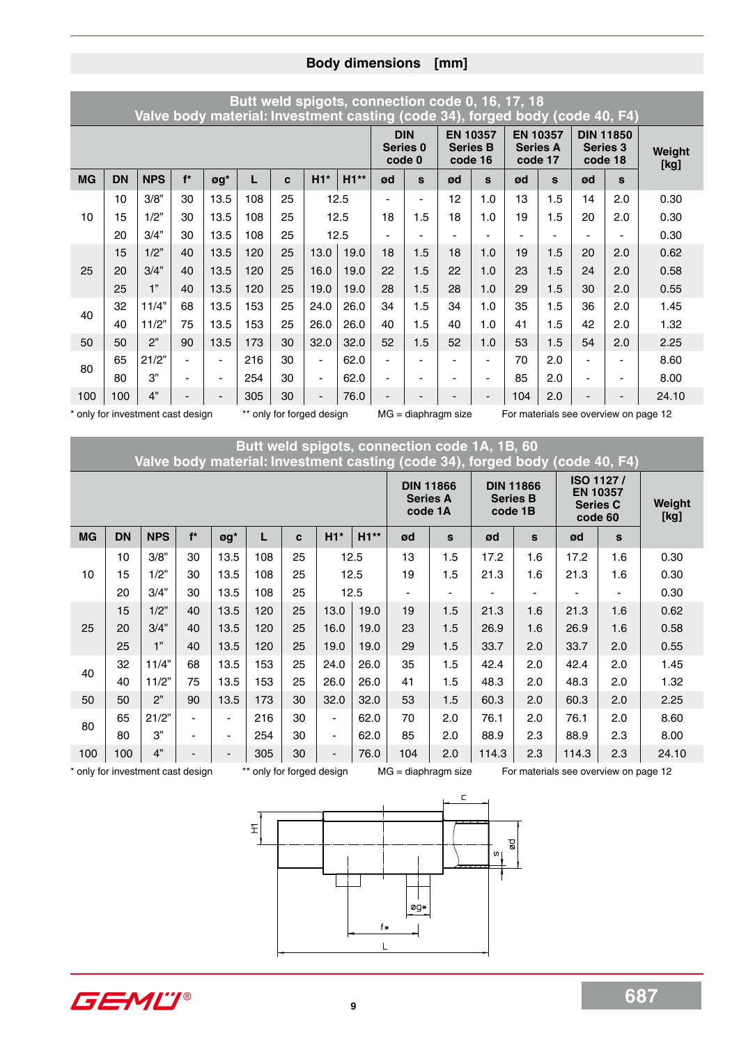## Body dimensions [mm]

**Butt weld spigots, connection code 0, 16, 17, 18**
**Valve body material: Investment casting (code 34), forged body (code 40, F4)**

| | | | | | | | | | DIN Series 0 code 0 | | EN 10357 Series B code 16 | | EN 10357 Series A code 17 | | DIN 11850 Series 3 code 18 | | Weight [kg] |
|---|---|---|---|---|---|---|---|---|---|---|---|---|---|---|---|---|---|
| MG | DN | NPS | f* | øg* | L | c | H1* | H1** | ød | s | ød | s | ød | s | ød | s | |
| 10 | 10 | 3/8" | 30 | 13.5 | 108 | 25 | 12.5 | | - | - | 12 | 1.0 | 13 | 1.5 | 14 | 2.0 | 0.30 |
| | 15 | 1/2" | 30 | 13.5 | 108 | 25 | 12.5 | | 18 | 1.5 | 18 | 1.0 | 19 | 1.5 | 20 | 2.0 | 0.30 |
| | 20 | 3/4" | 30 | 13.5 | 108 | 25 | 12.5 | | - | - | - | - | - | - | - | - | 0.30 |
| 25 | 15 | 1/2" | 40 | 13.5 | 120 | 25 | 13.0 | 19.0 | 18 | 1.5 | 18 | 1.0 | 19 | 1.5 | 20 | 2.0 | 0.62 |
| | 20 | 3/4" | 40 | 13.5 | 120 | 25 | 16.0 | 19.0 | 22 | 1.5 | 22 | 1.0 | 23 | 1.5 | 24 | 2.0 | 0.58 |
| | 25 | 1" | 40 | 13.5 | 120 | 25 | 19.0 | 19.0 | 28 | 1.5 | 28 | 1.0 | 29 | 1.5 | 30 | 2.0 | 0.55 |
| 40 | 32 | 11/4" | 68 | 13.5 | 153 | 25 | 24.0 | 26.0 | 34 | 1.5 | 34 | 1.0 | 35 | 1.5 | 36 | 2.0 | 1.45 |
| | 40 | 11/2" | 75 | 13.5 | 153 | 25 | 26.0 | 26.0 | 40 | 1.5 | 40 | 1.0 | 41 | 1.5 | 42 | 2.0 | 1.32 |
| 50 | 50 | 2" | 90 | 13.5 | 173 | 30 | 32.0 | 32.0 | 52 | 1.5 | 52 | 1.0 | 53 | 1.5 | 54 | 2.0 | 2.25 |
| 80 | 65 | 21/2" | - | - | 216 | 30 | - | 62.0 | - | - | - | - | 70 | 2.0 | - | - | 8.60 |
| | 80 | 3" | - | - | 254 | 30 | - | 62.0 | - | - | - | - | 85 | 2.0 | - | - | 8.00 |
| 100 | 100 | 4" | - | - | 305 | 30 | - | 76.0 | - | - | - | - | 104 | 2.0 | - | - | 24.10 |

\* only for investment cast design  ** only for forged design  MG = diaphragm size  For materials see overview on page 12

**Butt weld spigots, connection code 1A, 1B, 60**
**Valve body material: Investment casting (code 34), forged body (code 40, F4)**

| | | | | | | | | | DIN 11866 Series A code 1A | | DIN 11866 Series B code 1B | | ISO 1127 / EN 10357 Series C code 60 | | Weight [kg] |
|---|---|---|---|---|---|---|---|---|---|---|---|---|---|---|---|
| MG | DN | NPS | f* | øg* | L | c | H1* | H1** | ød | s | ød | s | ød | s | |
| 10 | 10 | 3/8" | 30 | 13.5 | 108 | 25 | 12.5 | | 13 | 1.5 | 17.2 | 1.6 | 17.2 | 1.6 | 0.30 |
| | 15 | 1/2" | 30 | 13.5 | 108 | 25 | 12.5 | | 19 | 1.5 | 21.3 | 1.6 | 21.3 | 1.6 | 0.30 |
| | 20 | 3/4" | 30 | 13.5 | 108 | 25 | 12.5 | | - | - | - | - | - | - | 0.30 |
| 25 | 15 | 1/2" | 40 | 13.5 | 120 | 25 | 13.0 | 19.0 | 19 | 1.5 | 21.3 | 1.6 | 21.3 | 1.6 | 0.62 |
| | 20 | 3/4" | 40 | 13.5 | 120 | 25 | 16.0 | 19.0 | 23 | 1.5 | 26.9 | 1.6 | 26.9 | 1.6 | 0.58 |
| | 25 | 1" | 40 | 13.5 | 120 | 25 | 19.0 | 19.0 | 29 | 1.5 | 33.7 | 2.0 | 33.7 | 2.0 | 0.55 |
| 40 | 32 | 11/4" | 68 | 13.5 | 153 | 25 | 24.0 | 26.0 | 35 | 1.5 | 42.4 | 2.0 | 42.4 | 2.0 | 1.45 |
| | 40 | 11/2" | 75 | 13.5 | 153 | 25 | 26.0 | 26.0 | 41 | 1.5 | 48.3 | 2.0 | 48.3 | 2.0 | 1.32 |
| 50 | 50 | 2" | 90 | 13.5 | 173 | 30 | 32.0 | 32.0 | 53 | 1.5 | 60.3 | 2.0 | 60.3 | 2.0 | 2.25 |
| 80 | 65 | 21/2" | - | - | 216 | 30 | - | 62.0 | 70 | 2.0 | 76.1 | 2.0 | 76.1 | 2.0 | 8.60 |
| | 80 | 3" | - | - | 254 | 30 | - | 62.0 | 85 | 2.0 | 88.9 | 2.3 | 88.9 | 2.3 | 8.00 |
| 100 | 100 | 4" | - | - | 305 | 30 | - | 76.0 | 104 | 2.0 | 114.3 | 2.3 | 114.3 | 2.3 | 24.10 |

\* only for investment cast design  ** only for forged design  MG = diaphragm size  For materials see overview on page 12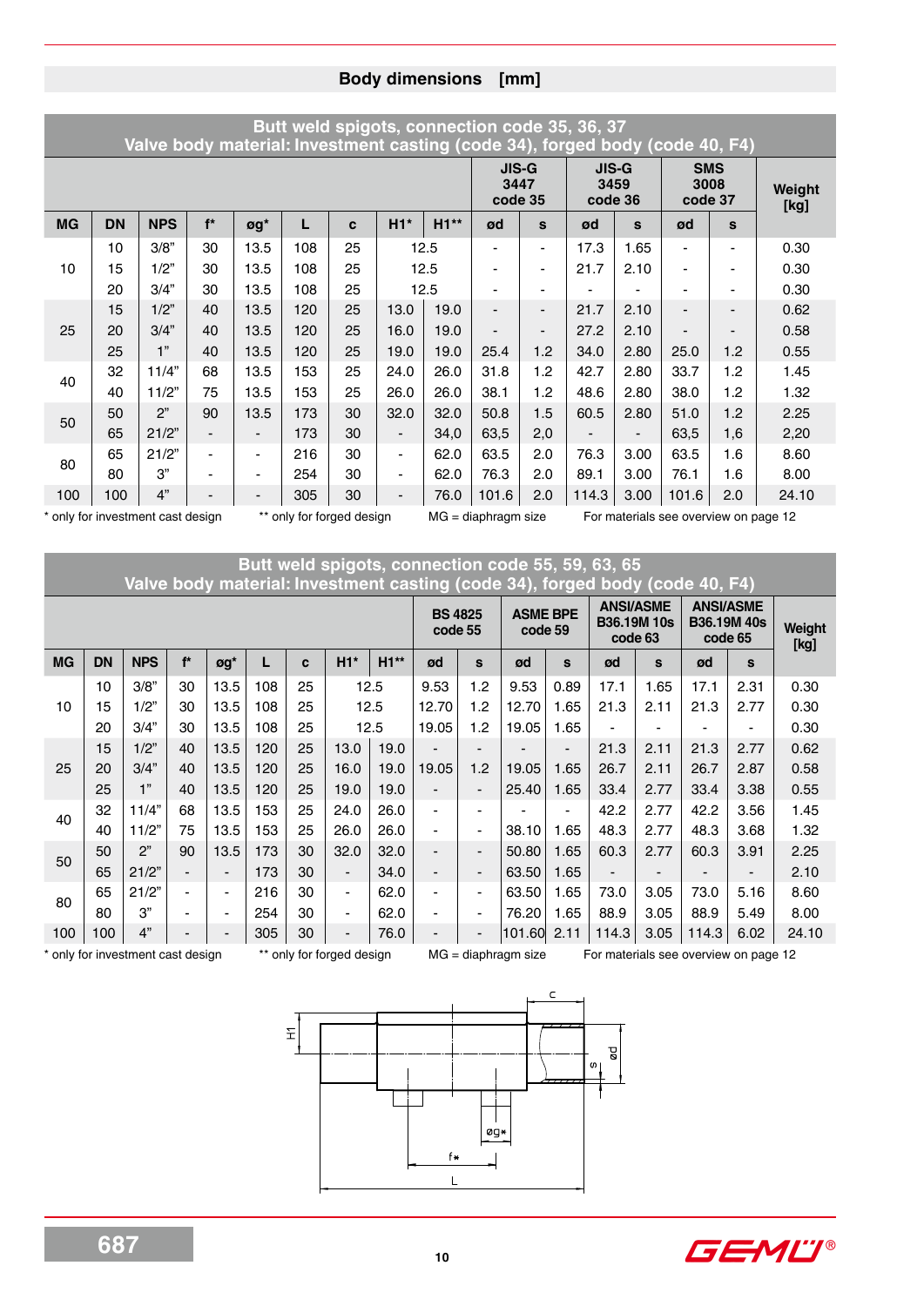## Body dimensions [mm]

| Butt weld spigots, connection code 35, 36, 37<br>Valve body material: Investment casting (code 34), forged body (code 40, F4) | | | | | | | | | | | | | | | |
|---|---|---|---|---|---|---|---|---|---|---|---|---|---|---|---|
| | | | | | | | | | JIS-G 3447 code 35 | | JIS-G 3459 code 36 | | SMS 3008 code 37 | | Weight [kg] |
| MG | DN | NPS | f* | øg* | L | c | H1* | H1** | ød | s | ød | s | ød | s | |
| 10 | 10 | 3/8" | 30 | 13.5 | 108 | 25 | 12.5 | | - | - | 17.3 | 1.65 | - | - | 0.30 |
| | 15 | 1/2" | 30 | 13.5 | 108 | 25 | 12.5 | | - | - | 21.7 | 2.10 | - | - | 0.30 |
| | 20 | 3/4" | 30 | 13.5 | 108 | 25 | 12.5 | | - | - | - | - | - | - | 0.30 |
| 25 | 15 | 1/2" | 40 | 13.5 | 120 | 25 | 13.0 | 19.0 | - | - | 21.7 | 2.10 | - | - | 0.62 |
| | 20 | 3/4" | 40 | 13.5 | 120 | 25 | 16.0 | 19.0 | - | - | 27.2 | 2.10 | - | - | 0.58 |
| | 25 | 1" | 40 | 13.5 | 120 | 25 | 19.0 | 19.0 | 25.4 | 1.2 | 34.0 | 2.80 | 25.0 | 1.2 | 0.55 |
| 40 | 32 | 11/4" | 68 | 13.5 | 153 | 25 | 24.0 | 26.0 | 31.8 | 1.2 | 42.7 | 2.80 | 33.7 | 1.2 | 1.45 |
| | 40 | 11/2" | 75 | 13.5 | 153 | 25 | 26.0 | 26.0 | 38.1 | 1.2 | 48.6 | 2.80 | 38.0 | 1.2 | 1.32 |
| 50 | 50 | 2" | 90 | 13.5 | 173 | 30 | 32.0 | 32.0 | 50.8 | 1.5 | 60.5 | 2.80 | 51.0 | 1.2 | 2.25 |
| | 65 | 21/2" | - | - | 173 | 30 | - | 34,0 | 63,5 | 2,0 | - | - | 63,5 | 1,6 | 2,20 |
| 80 | 65 | 21/2" | - | - | 216 | 30 | - | 62.0 | 63.5 | 2.0 | 76.3 | 3.00 | 63.5 | 1.6 | 8.60 |
| | 80 | 3" | - | - | 254 | 30 | - | 62.0 | 76.3 | 2.0 | 89.1 | 3.00 | 76.1 | 1.6 | 8.00 |
| 100 | 100 | 4" | - | - | 305 | 30 | - | 76.0 | 101.6 | 2.0 | 114.3 | 3.00 | 101.6 | 2.0 | 24.10 |

\* only for investment cast design  ** only for forged design  MG = diaphragm size  For materials see overview on page 12

| Butt weld spigots, connection code 55, 59, 63, 65<br>Valve body material: Investment casting (code 34), forged body (code 40, F4) | | | | | | | | | | | | | | | | | |
|---|---|---|---|---|---|---|---|---|---|---|---|---|---|---|---|---|---|
| | | | | | | | | | BS 4825 code 55 | | ASME BPE code 59 | | ANSI/ASME B36.19M 10s code 63 | | ANSI/ASME B36.19M 40s code 65 | | Weight [kg] |
| MG | DN | NPS | f* | øg* | L | c | H1* | H1** | ød | s | ød | s | ød | s | ød | s | |
| 10 | 10 | 3/8" | 30 | 13.5 | 108 | 25 | 12.5 | | 9.53 | 1.2 | 9.53 | 0.89 | 17.1 | 1.65 | 17.1 | 2.31 | 0.30 |
| | 15 | 1/2" | 30 | 13.5 | 108 | 25 | 12.5 | | 12.70 | 1.2 | 12.70 | 1.65 | 21.3 | 2.11 | 21.3 | 2.77 | 0.30 |
| | 20 | 3/4" | 30 | 13.5 | 108 | 25 | 12.5 | | 19.05 | 1.2 | 19.05 | 1.65 | - | - | - | - | 0.30 |
| 25 | 15 | 1/2" | 40 | 13.5 | 120 | 25 | 13.0 | 19.0 | - | - | - | - | 21.3 | 2.11 | 21.3 | 2.77 | 0.62 |
| | 20 | 3/4" | 40 | 13.5 | 120 | 25 | 16.0 | 19.0 | 19.05 | 1.2 | 19.05 | 1.65 | 26.7 | 2.11 | 26.7 | 2.87 | 0.58 |
| | 25 | 1" | 40 | 13.5 | 120 | 25 | 19.0 | 19.0 | - | - | 25.40 | 1.65 | 33.4 | 2.77 | 33.4 | 3.38 | 0.55 |
| 40 | 32 | 11/4" | 68 | 13.5 | 153 | 25 | 24.0 | 26.0 | - | - | - | - | 42.2 | 2.77 | 42.2 | 3.56 | 1.45 |
| | 40 | 11/2" | 75 | 13.5 | 153 | 25 | 26.0 | 26.0 | - | - | 38.10 | 1.65 | 48.3 | 2.77 | 48.3 | 3.68 | 1.32 |
| 50 | 50 | 2" | 90 | 13.5 | 173 | 30 | 32.0 | 32.0 | - | - | 50.80 | 1.65 | 60.3 | 2.77 | 60.3 | 3.91 | 2.25 |
| | 65 | 21/2" | - | - | 173 | 30 | - | 34.0 | - | - | 63.50 | 1.65 | - | - | - | - | 2.10 |
| 80 | 65 | 21/2" | - | - | 216 | 30 | - | 62.0 | - | - | 63.50 | 1.65 | 73.0 | 3.05 | 73.0 | 5.16 | 8.60 |
| | 80 | 3" | - | - | 254 | 30 | - | 62.0 | - | - | 76.20 | 1.65 | 88.9 | 3.05 | 88.9 | 5.49 | 8.00 |
| 100 | 100 | 4" | - | - | 305 | 30 | - | 76.0 | - | - | 101.60 | 2.11 | 114.3 | 3.05 | 114.3 | 6.02 | 24.10 |

\* only for investment cast design  ** only for forged design  MG = diaphragm size  For materials see overview on page 12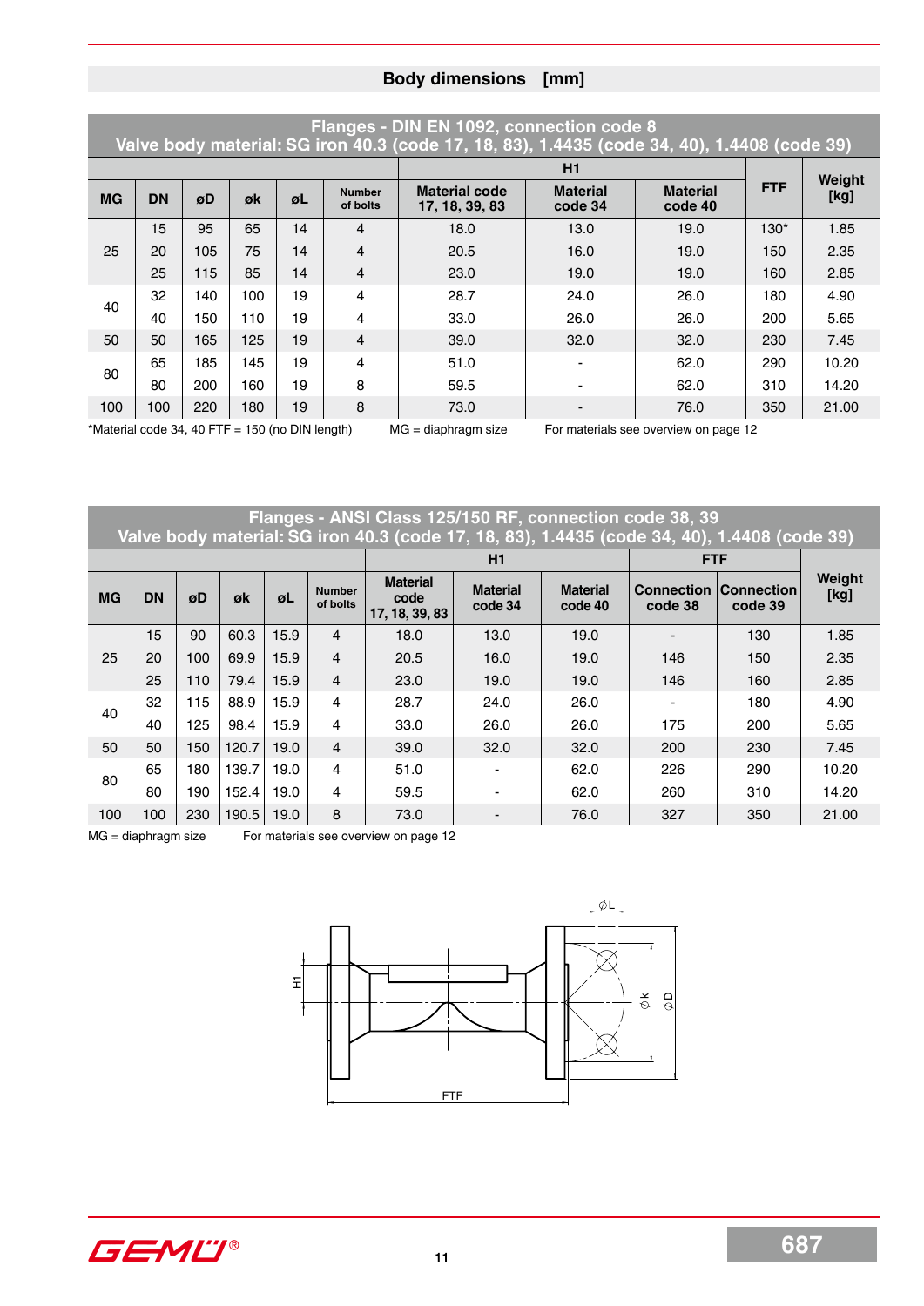## Body dimensions [mm]

**Flanges - DIN EN 1092, connection code 8**
**Valve body material: SG iron 40.3 (code 17, 18, 83), 1.4435 (code 34, 40), 1.4408 (code 39)**

| MG | DN | øD | øk | øL | Number of bolts | H1 Material code 17, 18, 39, 83 | H1 Material code 34 | H1 Material code 40 | FTF | Weight [kg] |
|---|---|---|---|---|---|---|---|---|---|---|
| 25 | 15 | 95 | 65 | 14 | 4 | 18.0 | 13.0 | 19.0 | 130* | 1.85 |
| | 20 | 105 | 75 | 14 | 4 | 20.5 | 16.0 | 19.0 | 150 | 2.35 |
| | 25 | 115 | 85 | 14 | 4 | 23.0 | 19.0 | 19.0 | 160 | 2.85 |
| 40 | 32 | 140 | 100 | 19 | 4 | 28.7 | 24.0 | 26.0 | 180 | 4.90 |
| | 40 | 150 | 110 | 19 | 4 | 33.0 | 26.0 | 26.0 | 200 | 5.65 |
| 50 | 50 | 165 | 125 | 19 | 4 | 39.0 | 32.0 | 32.0 | 230 | 7.45 |
| 80 | 65 | 185 | 145 | 19 | 4 | 51.0 | - | 62.0 | 290 | 10.20 |
| | 80 | 200 | 160 | 19 | 8 | 59.5 | - | 62.0 | 310 | 14.20 |
| 100 | 100 | 220 | 180 | 19 | 8 | 73.0 | - | 76.0 | 350 | 21.00 |

*Material code 34, 40 FTF = 150 (no DIN length) MG = diaphragm size For materials see overview on page 12

**Flanges - ANSI Class 125/150 RF, connection code 38, 39**
**Valve body material: SG iron 40.3 (code 17, 18, 83), 1.4435 (code 34, 40), 1.4408 (code 39)**

| MG | DN | øD | øk | øL | Number of bolts | H1 Material code 17, 18, 39, 83 | H1 Material code 34 | H1 Material code 40 | FTF Connection code 38 | FTF Connection code 39 | Weight [kg] |
|---|---|---|---|---|---|---|---|---|---|---|---|
| 25 | 15 | 90 | 60.3 | 15.9 | 4 | 18.0 | 13.0 | 19.0 | - | 130 | 1.85 |
| | 20 | 100 | 69.9 | 15.9 | 4 | 20.5 | 16.0 | 19.0 | 146 | 150 | 2.35 |
| | 25 | 110 | 79.4 | 15.9 | 4 | 23.0 | 19.0 | 19.0 | 146 | 160 | 2.85 |
| 40 | 32 | 115 | 88.9 | 15.9 | 4 | 28.7 | 24.0 | 26.0 | - | 180 | 4.90 |
| | 40 | 125 | 98.4 | 15.9 | 4 | 33.0 | 26.0 | 26.0 | 175 | 200 | 5.65 |
| 50 | 50 | 150 | 120.7 | 19.0 | 4 | 39.0 | 32.0 | 32.0 | 200 | 230 | 7.45 |
| 80 | 65 | 180 | 139.7 | 19.0 | 4 | 51.0 | - | 62.0 | 226 | 290 | 10.20 |
| | 80 | 190 | 152.4 | 19.0 | 4 | 59.5 | - | 62.0 | 260 | 310 | 14.20 |
| 100 | 100 | 230 | 190.5 | 19.0 | 8 | 73.0 | - | 76.0 | 327 | 350 | 21.00 |

MG = diaphragm size For materials see overview on page 12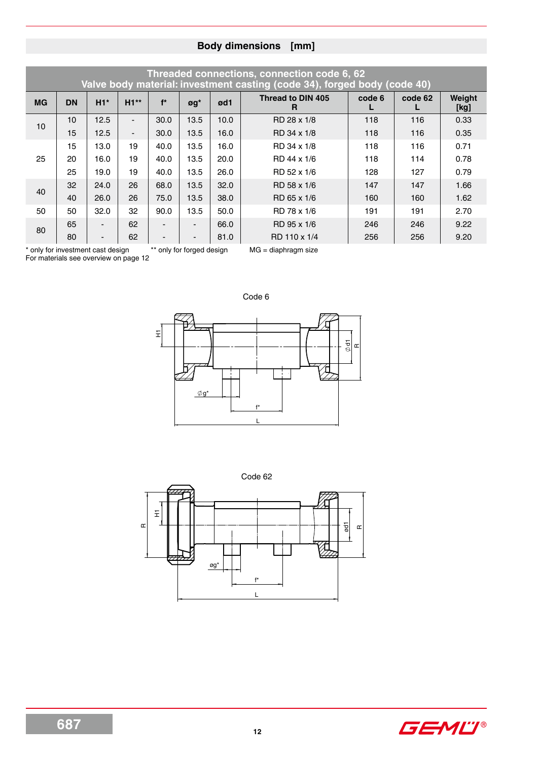## Body dimensions [mm]

| Threaded connections, connection code 6, 62<br>Valve body material: investment casting (code 34), forged body (code 40) | | | | | | | | | | |
|---|---|---|---|---|---|---|---|---|---|---|
| MG | DN | H1* | H1** | f* | øg* | ød1 | Thread to DIN 405<br>R | code 6<br>L | code 62<br>L | Weight<br>[kg] |
| 10 | 10 | 12.5 | - | 30.0 | 13.5 | 10.0 | RD 28 x 1/8 | 118 | 116 | 0.33 |
| | 15 | 12.5 | - | 30.0 | 13.5 | 16.0 | RD 34 x 1/8 | 118 | 116 | 0.35 |
| 25 | 15 | 13.0 | 19 | 40.0 | 13.5 | 16.0 | RD 34 x 1/8 | 118 | 116 | 0.71 |
| | 20 | 16.0 | 19 | 40.0 | 13.5 | 20.0 | RD 44 x 1/6 | 118 | 114 | 0.78 |
| | 25 | 19.0 | 19 | 40.0 | 13.5 | 26.0 | RD 52 x 1/6 | 128 | 127 | 0.79 |
| 40 | 32 | 24.0 | 26 | 68.0 | 13.5 | 32.0 | RD 58 x 1/6 | 147 | 147 | 1.66 |
| | 40 | 26.0 | 26 | 75.0 | 13.5 | 38.0 | RD 65 x 1/6 | 160 | 160 | 1.62 |
| 50 | 50 | 32.0 | 32 | 90.0 | 13.5 | 50.0 | RD 78 x 1/6 | 191 | 191 | 2.70 |
| 80 | 65 | - | 62 | - | - | 66.0 | RD 95 x 1/6 | 246 | 246 | 9.22 |
| | 80 | - | 62 | - | - | 81.0 | RD 110 x 1/4 | 256 | 256 | 9.20 |

* only for investment cast design ** only for forged design MG = diaphragm size
For materials see overview on page 12

Code 6

Code 62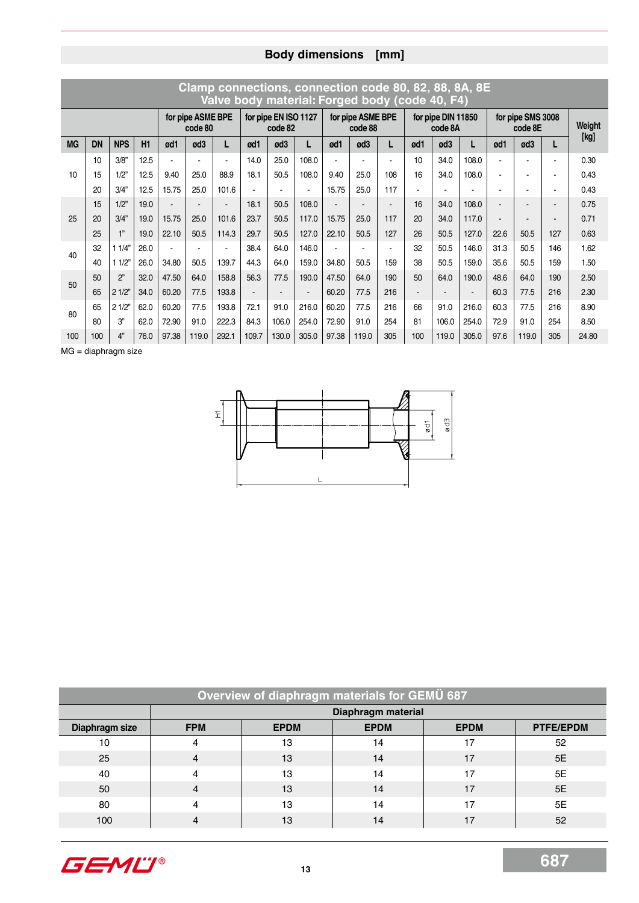## Body dimensions [mm]

| Clamp connections, connection code 80, 82, 88, 8A, 8E<br>Valve body material: Forged body (code 40, F4) | | | | | | | | | | | | | | | | | | | |
|---|---|---|---|---|---|---|---|---|---|---|---|---|---|---|---|---|---|---|---|
| | | | | for pipe ASME BPE code 80 | | | for pipe EN ISO 1127 code 82 | | | for pipe ASME BPE code 88 | | | for pipe DIN 11850 code 8A | | | for pipe SMS 3008 code 8E | | | Weight [kg] |
| MG | DN | NPS | H1 | ød1 | ød3 | L | ød1 | ød3 | L | ød1 | ød3 | L | ød1 | ød3 | L | ød1 | ød3 | L | |
| 10 | 10 | 3/8" | 12.5 | - | - | - | 14.0 | 25.0 | 108.0 | - | - | - | 10 | 34.0 | 108.0 | - | - | - | 0.30 |
| | 15 | 1/2" | 12.5 | 9.40 | 25.0 | 88.9 | 18.1 | 50.5 | 108.0 | 9.40 | 25.0 | 108 | 16 | 34.0 | 108.0 | - | - | - | 0.43 |
| | 20 | 3/4" | 12.5 | 15.75 | 25.0 | 101.6 | - | - | - | 15.75 | 25.0 | 117 | - | - | - | - | - | - | 0.43 |
| 25 | 15 | 1/2" | 19.0 | - | - | - | 18.1 | 50.5 | 108.0 | - | - | - | 16 | 34.0 | 108.0 | - | - | - | 0.75 |
| | 20 | 3/4" | 19.0 | 15.75 | 25.0 | 101.6 | 23.7 | 50.5 | 117.0 | 15.75 | 25.0 | 117 | 20 | 34.0 | 117.0 | - | - | - | 0.71 |
| | 25 | 1" | 19.0 | 22.10 | 50.5 | 114.3 | 29.7 | 50.5 | 127.0 | 22.10 | 50.5 | 127 | 26 | 50.5 | 127.0 | 22.6 | 50.5 | 127 | 0.63 |
| 40 | 32 | 1 1/4" | 26.0 | - | - | - | 38.4 | 64.0 | 146.0 | - | - | - | 32 | 50.5 | 146.0 | 31.3 | 50.5 | 146 | 1.62 |
| | 40 | 1 1/2" | 26.0 | 34.80 | 50.5 | 139.7 | 44.3 | 64.0 | 159.0 | 34.80 | 50.5 | 159 | 38 | 50.5 | 159.0 | 35.6 | 50.5 | 159 | 1.50 |
| 50 | 50 | 2" | 32.0 | 47.50 | 64.0 | 158.8 | 56.3 | 77.5 | 190.0 | 47.50 | 64.0 | 190 | 50 | 64.0 | 190.0 | 48.6 | 64.0 | 190 | 2.50 |
| | 65 | 2 1/2" | 34.0 | 60.20 | 77.5 | 193.8 | - | - | - | 60.20 | 77.5 | 216 | - | - | - | 60.3 | 77.5 | 216 | 2.30 |
| 80 | 65 | 2 1/2" | 62.0 | 60.20 | 77.5 | 193.8 | 72.1 | 91.0 | 216.0 | 60.20 | 77.5 | 216 | 66 | 91.0 | 216.0 | 60.3 | 77.5 | 216 | 8.90 |
| | 80 | 3" | 62.0 | 72.90 | 91.0 | 222.3 | 84.3 | 106.0 | 254.0 | 72.90 | 91.0 | 254 | 81 | 106.0 | 254.0 | 72.9 | 91.0 | 254 | 8.50 |
| 100 | 100 | 4" | 76.0 | 97.38 | 119.0 | 292.1 | 109.7 | 130.0 | 305.0 | 97.38 | 119.0 | 305 | 100 | 119.0 | 305.0 | 97.6 | 119.0 | 305 | 24.80 |

MG = diaphragm size

| Overview of diaphragm materials for GEMÜ 687 | | | | | |
|---|---|---|---|---|---|
| | Diaphragm material | | | | |
| Diaphragm size | FPM | EPDM | EPDM | EPDM | PTFE/EPDM |
| 10 | 4 | 13 | 14 | 17 | 52 |
| 25 | 4 | 13 | 14 | 17 | 5E |
| 40 | 4 | 13 | 14 | 17 | 5E |
| 50 | 4 | 13 | 14 | 17 | 5E |
| 80 | 4 | 13 | 14 | 17 | 5E |
| 100 | 4 | 13 | 14 | 17 | 52 |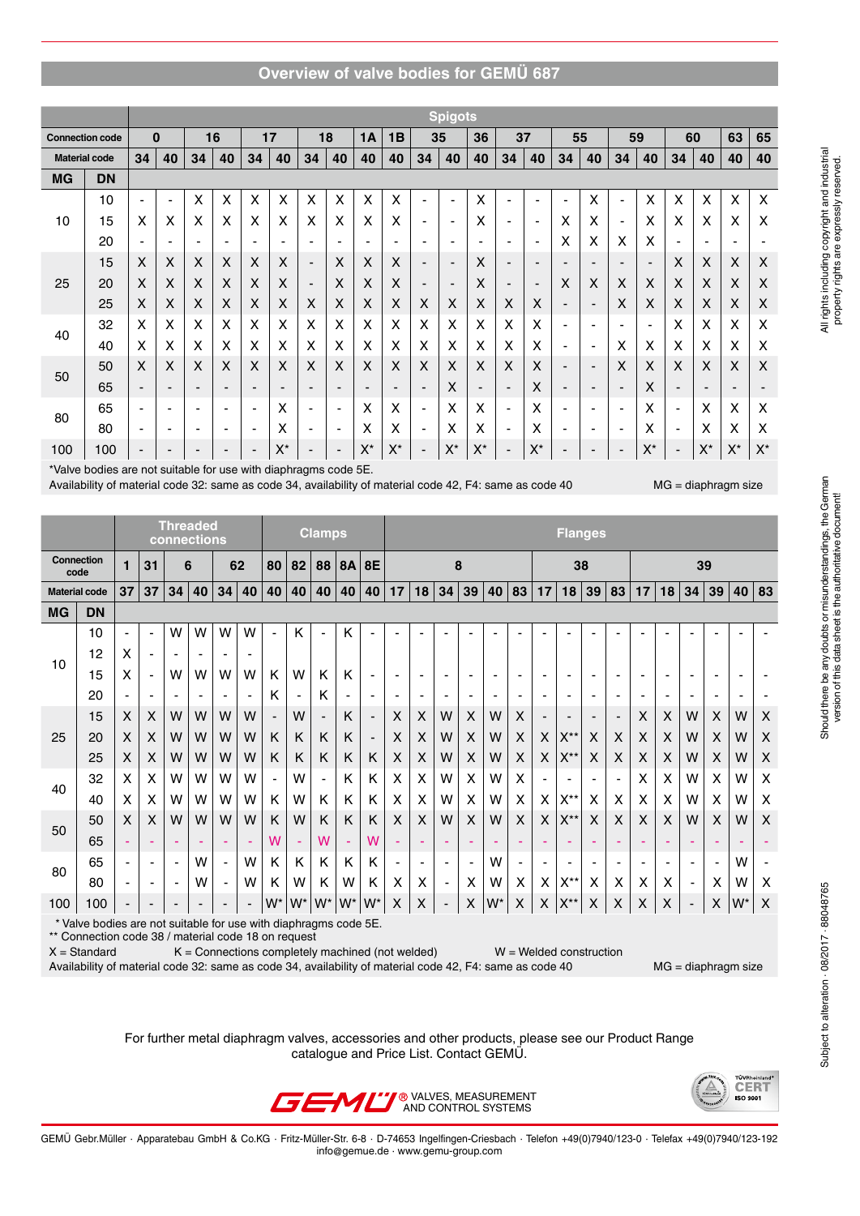## Overview of valve bodies for GEMÜ 687

| | | Spigots | | | | | | | | | | | | | | | | | | | | | | | |
|---|---|---|---|---|---|---|---|---|---|---|---|---|---|---|---|---|---|---|---|---|---|---|---|---|---|
| Connection code | | 0 | | 16 | | 17 | | 18 | | 1A | 1B | 35 | | 36 | 37 | | 55 | | 59 | | 60 | | 63 | 65 |
| Material code | | 34 | 40 | 34 | 40 | 34 | 40 | 34 | 40 | 40 | 40 | 34 | 40 | 40 | 34 | 40 | 34 | 40 | 34 | 40 | 34 | 40 | 40 | 40 |
| MG | DN | | | | | | | | | | | | | | | | | | | | | | | |
| 10 | 10 | - | - | X | X | X | X | X | X | X | X | - | - | X | - | - | - | X | - | X | X | X | X | X |
| | 15 | X | X | X | X | X | X | X | X | X | X | - | - | X | - | - | X | X | - | X | X | X | X | X |
| | 20 | - | - | - | - | - | - | - | - | - | - | - | - | - | - | - | X | X | X | X | - | - | - | - |
| 25 | 15 | X | X | X | X | X | X | - | X | X | X | - | - | X | - | - | - | - | - | - | X | X | X | X |
| | 20 | X | X | X | X | X | X | - | X | X | X | - | - | X | - | - | X | X | X | X | X | X | X | X |
| | 25 | X | X | X | X | X | X | X | X | X | X | X | X | X | X | X | - | - | X | X | X | X | X | X |
| 40 | 32 | X | X | X | X | X | X | X | X | X | X | X | X | X | X | X | - | - | - | - | X | X | X | X |
| | 40 | X | X | X | X | X | X | X | X | X | X | X | X | X | X | X | - | - | X | X | X | X | X | X |
| 50 | 50 | X | X | X | X | X | X | X | X | X | X | X | X | X | X | X | - | - | X | X | X | X | X | X |
| | 65 | - | - | - | - | - | - | - | - | - | - | - | X | - | - | X | - | - | - | X | - | - | - | - |
| 80 | 65 | - | - | - | - | - | X | - | - | X | X | - | X | X | - | X | - | - | - | X | - | X | X | X |
| | 80 | - | - | - | - | - | X | - | - | X | X | - | X | X | - | X | - | - | - | X | - | X | X | X |
| 100 | 100 | - | - | - | - | - | X* | - | - | X* | X* | - | X* | X* | - | X* | - | - | - | X* | - | X* | X* | X* |

*Valve bodies are not suitable for use with diaphragms code 5E.
Availability of material code 32: same as code 34, availability of material code 42, F4: same as code 40 MG = diaphragm size

| | | Threaded connections | | | | | | Clamps | | | | | Flanges | | | | | | | | | | | | | | | | |
|---|---|---|---|---|---|---|---|---|---|---|---|---|---|---|---|---|---|---|---|---|---|---|---|---|---|---|---|---|---|
| Connection code | | 1 | 31 | 6 | | 62 | | 80 | 82 | 88 | 8A | 8E | 8 | | | | | | 38 | | | | 39 | | | | | |
| Material code | | 37 | 37 | 34 | 40 | 34 | 40 | 40 | 40 | 40 | 40 | 40 | 17 | 18 | 34 | 39 | 40 | 83 | 17 | 18 | 39 | 83 | 17 | 18 | 34 | 39 | 40 | 83 |
| MG | DN | | | | | | | | | | | | | | | | | | | | | | | | | | | |
| 10 | 10 | - | - | W | W | W | W | - | K | - | K | - | - | - | - | - | - | - | - | - | - | - | - | - | - | - | - | - |
| | 12 | X | - | - | - | - | - | | | | | | | | | | | | | | | | | | | | | |
| | 15 | X | - | W | W | W | W | K | W | K | K | - | - | - | - | - | - | - | - | - | - | - | - | - | - | - | - | - |
| | 20 | - | - | - | - | - | - | K | - | K | - | - | - | - | - | - | - | - | - | - | - | - | - | - | - | - | - | - |
| 25 | 15 | X | X | W | W | W | W | - | W | - | K | - | X | X | W | X | W | X | - | - | - | - | X | X | W | X | W | X |
| | 20 | X | X | W | W | W | W | K | K | K | K | - | X | X | W | X | W | X | X | X** | X | X | X | X | W | X | W | X |
| | 25 | X | X | W | W | W | W | K | K | K | K | K | X | X | W | X | W | X | X | X** | X | X | X | X | W | X | W | X |
| 40 | 32 | X | X | W | W | W | W | - | W | - | K | K | X | X | W | X | W | X | - | - | - | - | X | X | W | X | W | X |
| | 40 | X | X | W | W | W | W | K | W | K | K | K | X | X | W | X | W | X | X | X** | X | X | X | X | W | X | W | X |
| 50 | 50 | X | X | W | W | W | W | K | W | K | K | K | X | X | W | X | W | X | X | X** | X | X | X | X | W | X | W | X |
| | 65 | - | - | - | - | - | - | W | - | W | - | W | - | - | - | - | - | - | - | - | - | - | - | - | - | - | - | - |
| 80 | 65 | - | - | - | W | - | W | K | K | K | K | K | - | - | - | - | W | - | - | - | - | - | - | - | - | - | W | - |
| | 80 | - | - | - | W | - | W | K | W | K | W | K | X | X | - | X | W | X | X | X** | X | X | X | X | - | X | W | X |
| 100 | 100 | - | - | - | - | - | - | W* | W* | W* | W* | W* | X | X | - | X | W* | X | X | X** | X | X | X | X | - | X | W* | X |

\* Valve bodies are not suitable for use with diaphragms code 5E.
** Connection code 38 / material code 18 on request
X = Standard K = Connections completely machined (not welded) W = Welded construction
Availability of material code 32: same as code 34, availability of material code 42, F4: same as code 40 MG = diaphragm size

For further metal diaphragm valves, accessories and other products, please see our Product Range catalogue and Price List. Contact GEMÜ.

GEMÜ ® VALVES, MEASUREMENT AND CONTROL SYSTEMS

GEMÜ Gebr.Müller · Apparatebau GmbH & Co.KG · Fritz-Müller-Str. 6-8 · D-74653 Ingelfingen-Criesbach · Telefon +49(0)7940/123-0 · Telefax +49(0)7940/123-192
info@gemue.de · www.gemu-group.com

All rights including copyright and industrial property rights are expressly reserved.

Should there be any doubts or misunderstandings, the German version of this data sheet is the authoritative document!

Subject to alteration · 08/2017 · 88048765